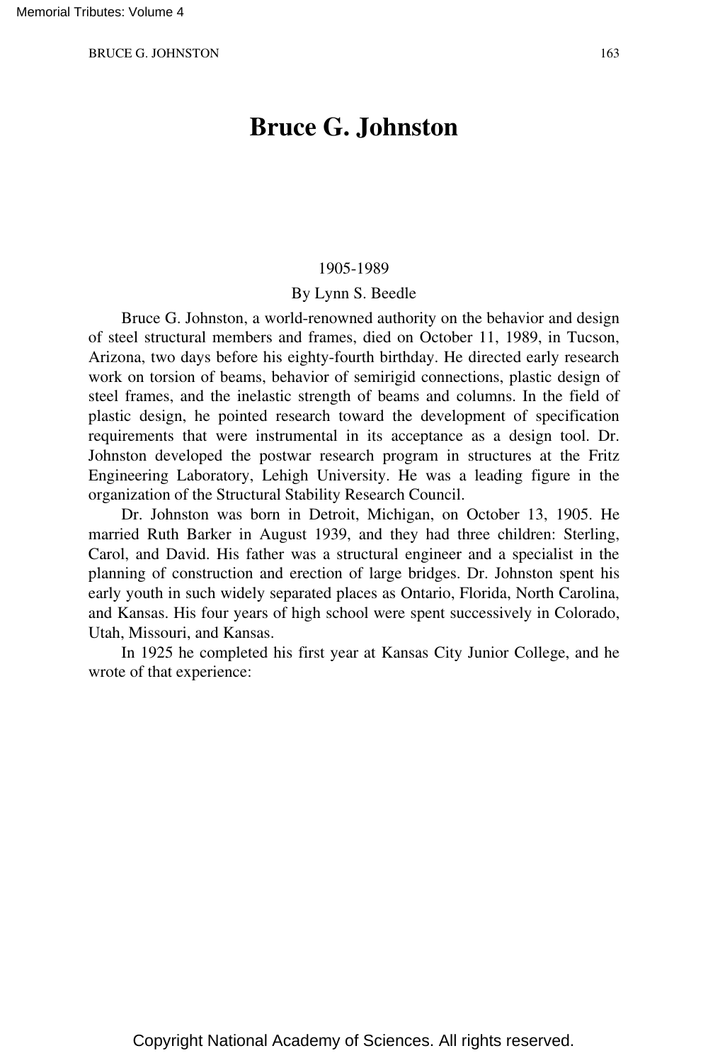# Bruce G. Johnston

1905-1989

By Lynn S. Beedle

Bruce G. Johnston, a world-renowned authority on the behavior and design of steel structural members and frames, died on October 11, 1989, in Tucson, Arizona, two days before his eighty-fourth birthday. He directed early research work on torsion of beams, behavior of semirigid connections, plastic design of steel frames, and the inelastic strength of beams and columns. In the field of plastic design, he pointed research toward the development of specification requirements that were instrumental in its acceptance as a design tool. Dr. Johnston developed the postwar research program in structures at the Fritz Engineering Laboratory, Lehigh University. He was a leading figure in the organization of the Structural Stability Research Council.

Dr. Johnston was born in Detroit, Michigan, on October 13, 1905. He married Ruth Barker in August 1939, and they had three children: Sterling, Carol, and David. His father was a structural engineer and a specialist in the planning of construction and erection of large bridges. Dr. Johnston spent his early youth in such widely separated places as Ontario, Florida, North Carolina, and Kansas. His four years of high school were spent successively in Colorado, Utah, Missouri, and Kansas.

In 1925 he completed his first year at Kansas City Junior College, and he wrote of that experience: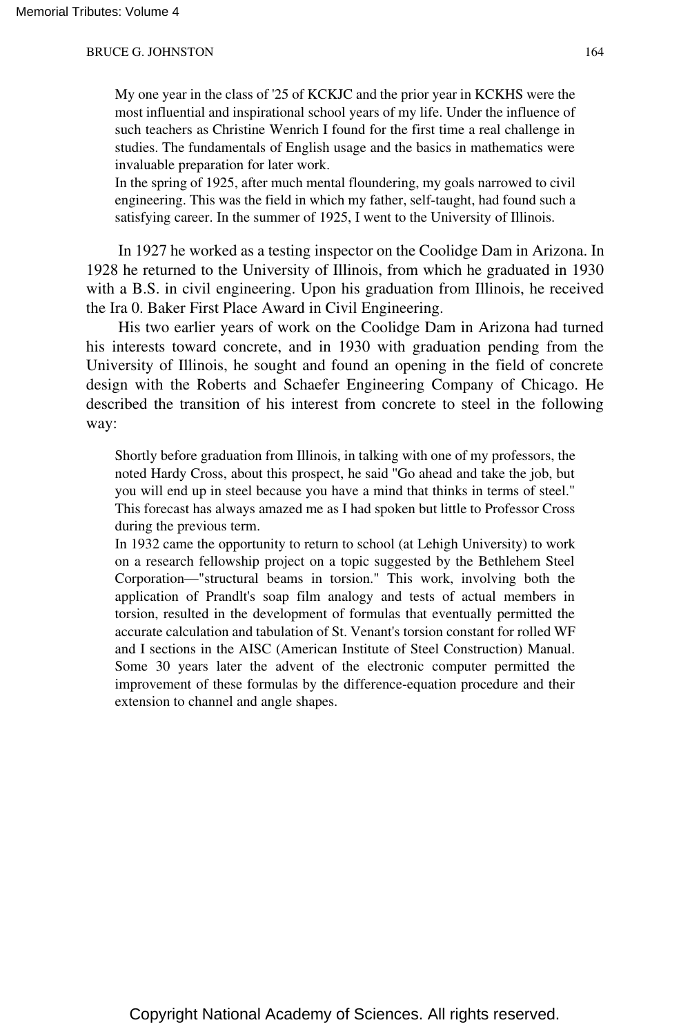> My one year in the class of '25 of KCKJC and the prior year in KCKHS were the most influential and inspirational school years of my life. Under the influence of such teachers as Christine Wenrich I found for the first time a real challenge in studies. The fundamentals of English usage and the basics in mathematics were invaluable preparation for later work.
>
> In the spring of 1925, after much mental floundering, my goals narrowed to civil engineering. This was the field in which my father, self-taught, had found such a satisfying career. In the summer of 1925, I went to the University of Illinois.

In 1927 he worked as a testing inspector on the Coolidge Dam in Arizona. In 1928 he returned to the University of Illinois, from which he graduated in 1930 with a B.S. in civil engineering. Upon his graduation from Illinois, he received the Ira 0. Baker First Place Award in Civil Engineering.

His two earlier years of work on the Coolidge Dam in Arizona had turned his interests toward concrete, and in 1930 with graduation pending from the University of Illinois, he sought and found an opening in the field of concrete design with the Roberts and Schaefer Engineering Company of Chicago. He described the transition of his interest from concrete to steel in the following way:

> Shortly before graduation from Illinois, in talking with one of my professors, the noted Hardy Cross, about this prospect, he said "Go ahead and take the job, but you will end up in steel because you have a mind that thinks in terms of steel." This forecast has always amazed me as I had spoken but little to Professor Cross during the previous term.
>
> In 1932 came the opportunity to return to school (at Lehigh University) to work on a research fellowship project on a topic suggested by the Bethlehem Steel Corporation—"structural beams in torsion." This work, involving both the application of Prandlt's soap film analogy and tests of actual members in torsion, resulted in the development of formulas that eventually permitted the accurate calculation and tabulation of St. Venant's torsion constant for rolled WF and I sections in the AISC (American Institute of Steel Construction) Manual. Some 30 years later the advent of the electronic computer permitted the improvement of these formulas by the difference-equation procedure and their extension to channel and angle shapes.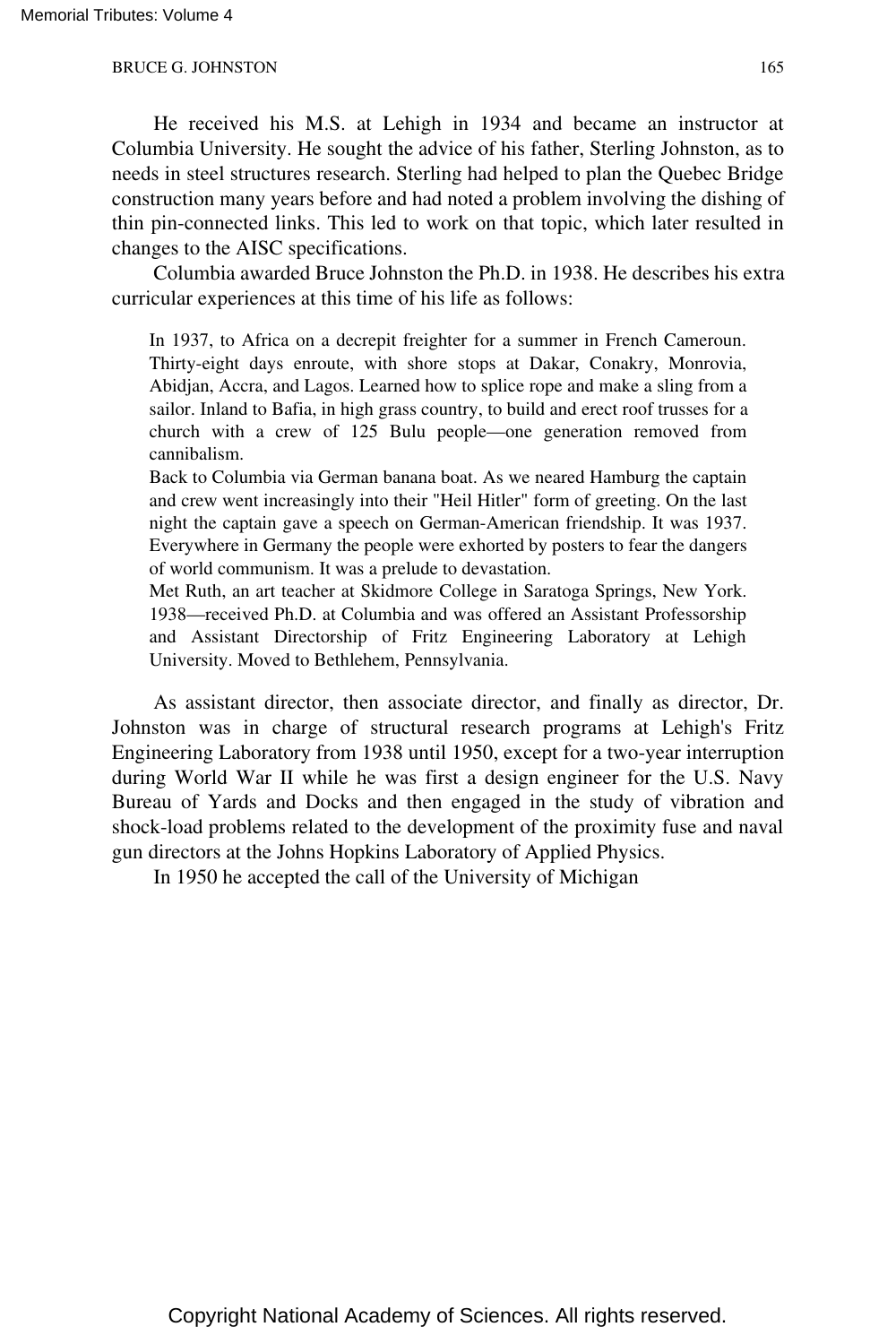He received his M.S. at Lehigh in 1934 and became an instructor at Columbia University. He sought the advice of his father, Sterling Johnston, as to needs in steel structures research. Sterling had helped to plan the Quebec Bridge construction many years before and had noted a problem involving the dishing of thin pin-connected links. This led to work on that topic, which later resulted in changes to the AISC specifications.

Columbia awarded Bruce Johnston the Ph.D. in 1938. He describes his extra curricular experiences at this time of his life as follows:

> In 1937, to Africa on a decrepit freighter for a summer in French Cameroun. Thirty-eight days enroute, with shore stops at Dakar, Conakry, Monrovia, Abidjan, Accra, and Lagos. Learned how to splice rope and make a sling from a sailor. Inland to Bafia, in high grass country, to build and erect roof trusses for a church with a crew of 125 Bulu people—one generation removed from cannibalism.
>
> Back to Columbia via German banana boat. As we neared Hamburg the captain and crew went increasingly into their "Heil Hitler" form of greeting. On the last night the captain gave a speech on German-American friendship. It was 1937. Everywhere in Germany the people were exhorted by posters to fear the dangers of world communism. It was a prelude to devastation.
>
> Met Ruth, an art teacher at Skidmore College in Saratoga Springs, New York. 1938—received Ph.D. at Columbia and was offered an Assistant Professorship and Assistant Directorship of Fritz Engineering Laboratory at Lehigh University. Moved to Bethlehem, Pennsylvania.

As assistant director, then associate director, and finally as director, Dr. Johnston was in charge of structural research programs at Lehigh's Fritz Engineering Laboratory from 1938 until 1950, except for a two-year interruption during World War II while he was first a design engineer for the U.S. Navy Bureau of Yards and Docks and then engaged in the study of vibration and shock-load problems related to the development of the proximity fuse and naval gun directors at the Johns Hopkins Laboratory of Applied Physics.

In 1950 he accepted the call of the University of Michigan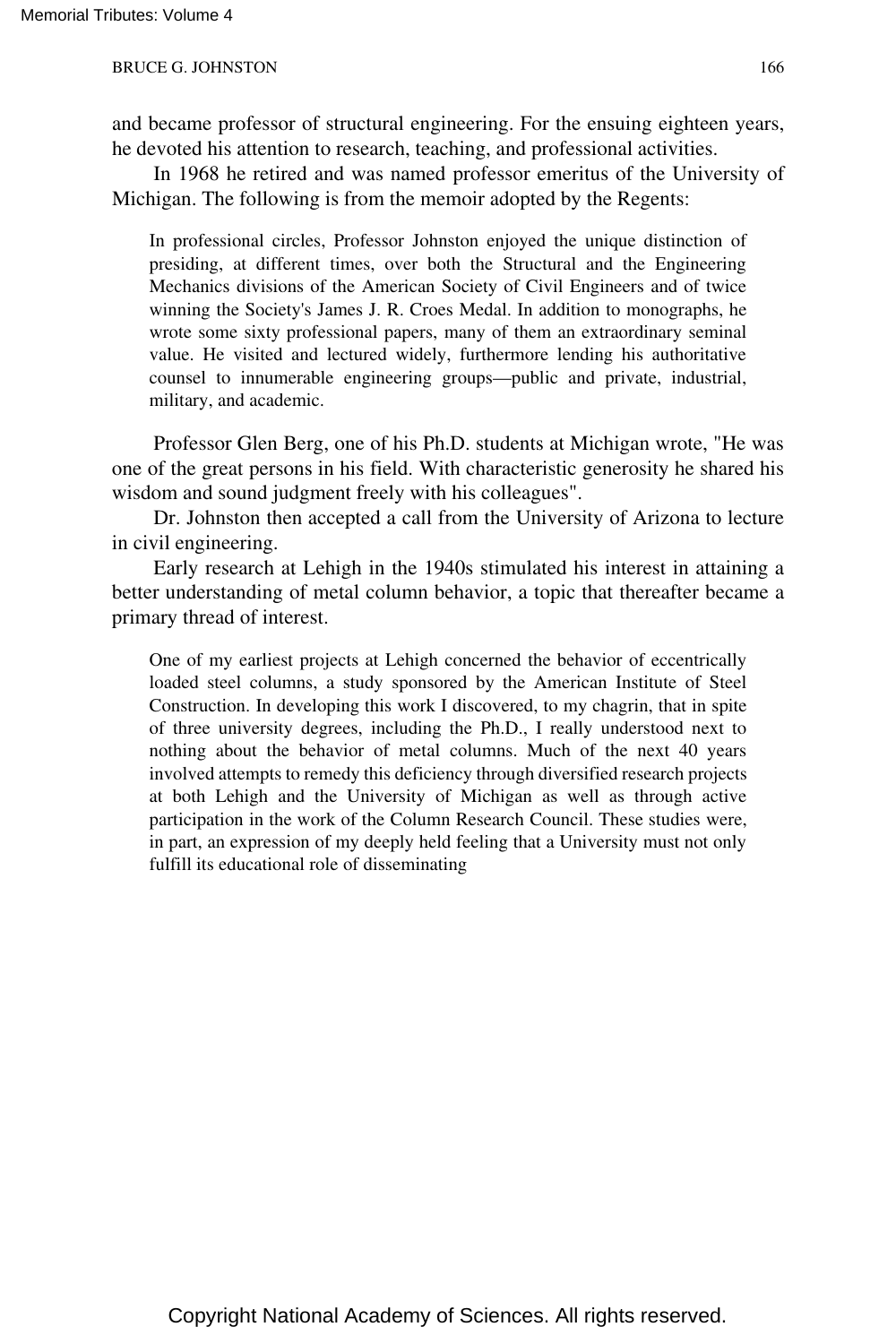and became professor of structural engineering. For the ensuing eighteen years, he devoted his attention to research, teaching, and professional activities.

In 1968 he retired and was named professor emeritus of the University of Michigan. The following is from the memoir adopted by the Regents:

> In professional circles, Professor Johnston enjoyed the unique distinction of presiding, at different times, over both the Structural and the Engineering Mechanics divisions of the American Society of Civil Engineers and of twice winning the Society's James J. R. Croes Medal. In addition to monographs, he wrote some sixty professional papers, many of them an extraordinary seminal value. He visited and lectured widely, furthermore lending his authoritative counsel to innumerable engineering groups—public and private, industrial, military, and academic.

Professor Glen Berg, one of his Ph.D. students at Michigan wrote, "He was one of the great persons in his field. With characteristic generosity he shared his wisdom and sound judgment freely with his colleagues".

Dr. Johnston then accepted a call from the University of Arizona to lecture in civil engineering.

Early research at Lehigh in the 1940s stimulated his interest in attaining a better understanding of metal column behavior, a topic that thereafter became a primary thread of interest.

> One of my earliest projects at Lehigh concerned the behavior of eccentrically loaded steel columns, a study sponsored by the American Institute of Steel Construction. In developing this work I discovered, to my chagrin, that in spite of three university degrees, including the Ph.D., I really understood next to nothing about the behavior of metal columns. Much of the next 40 years involved attempts to remedy this deficiency through diversified research projects at both Lehigh and the University of Michigan as well as through active participation in the work of the Column Research Council. These studies were, in part, an expression of my deeply held feeling that a University must not only fulfill its educational role of disseminating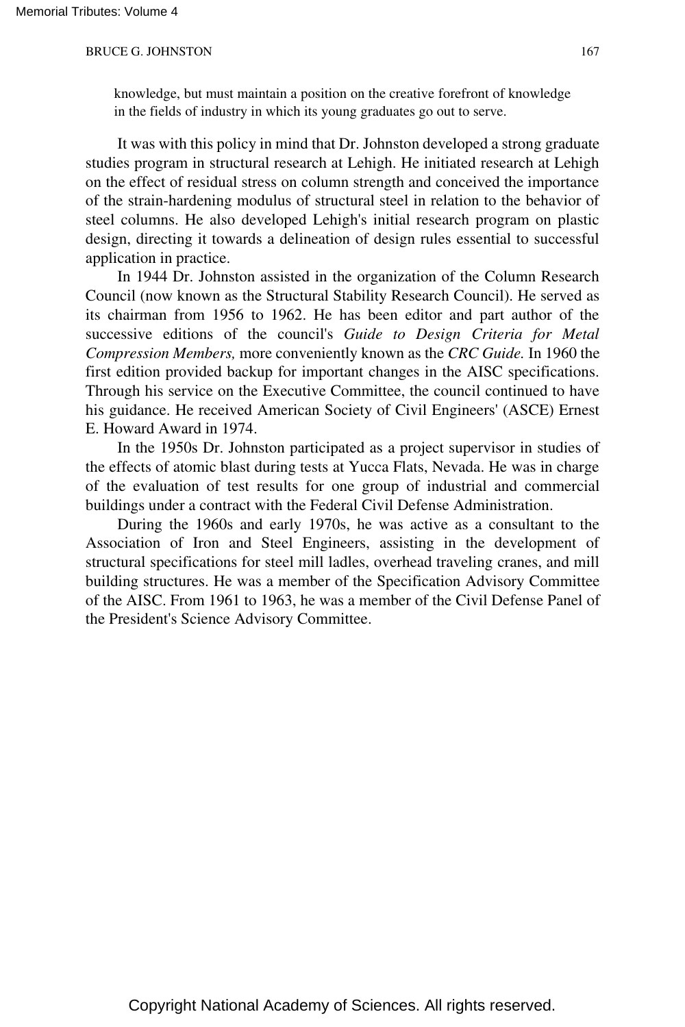> knowledge, but must maintain a position on the creative forefront of knowledge in the fields of industry in which its young graduates go out to serve.

It was with this policy in mind that Dr. Johnston developed a strong graduate studies program in structural research at Lehigh. He initiated research at Lehigh on the effect of residual stress on column strength and conceived the importance of the strain-hardening modulus of structural steel in relation to the behavior of steel columns. He also developed Lehigh's initial research program on plastic design, directing it towards a delineation of design rules essential to successful application in practice.

In 1944 Dr. Johnston assisted in the organization of the Column Research Council (now known as the Structural Stability Research Council). He served as its chairman from 1956 to 1962. He has been editor and part author of the successive editions of the council's *Guide to Design Criteria for Metal Compression Members,* more conveniently known as the *CRC Guide.* In 1960 the first edition provided backup for important changes in the AISC specifications. Through his service on the Executive Committee, the council continued to have his guidance. He received American Society of Civil Engineers' (ASCE) Ernest E. Howard Award in 1974.

In the 1950s Dr. Johnston participated as a project supervisor in studies of the effects of atomic blast during tests at Yucca Flats, Nevada. He was in charge of the evaluation of test results for one group of industrial and commercial buildings under a contract with the Federal Civil Defense Administration.

During the 1960s and early 1970s, he was active as a consultant to the Association of Iron and Steel Engineers, assisting in the development of structural specifications for steel mill ladles, overhead traveling cranes, and mill building structures. He was a member of the Specification Advisory Committee of the AISC. From 1961 to 1963, he was a member of the Civil Defense Panel of the President's Science Advisory Committee.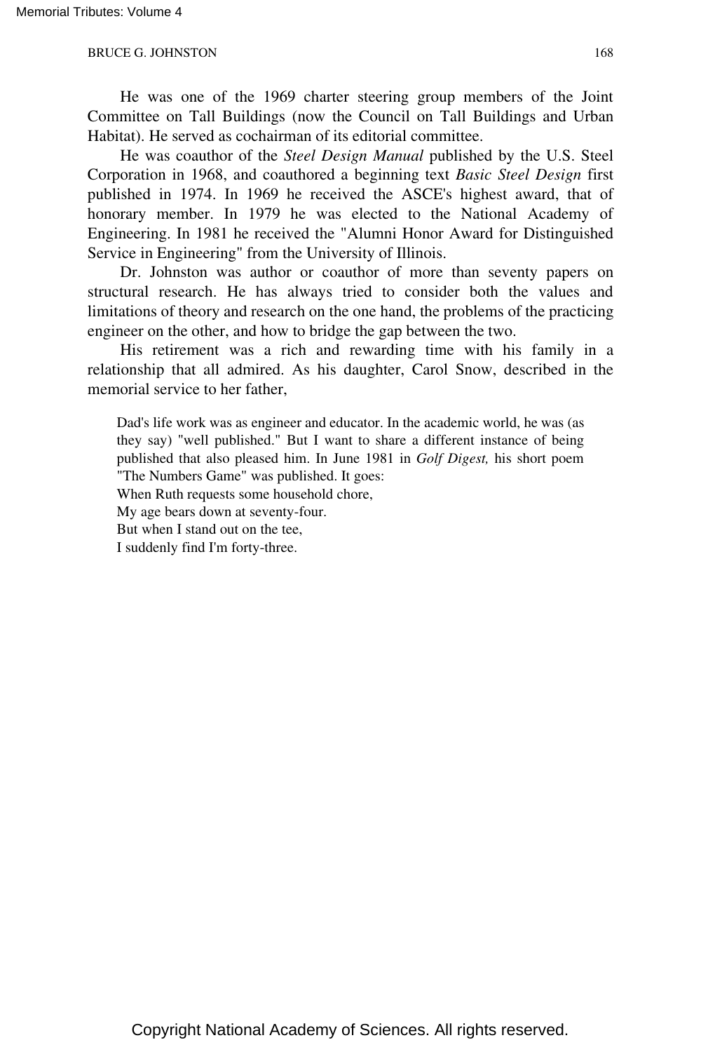He was one of the 1969 charter steering group members of the Joint Committee on Tall Buildings (now the Council on Tall Buildings and Urban Habitat). He served as cochairman of its editorial committee.

He was coauthor of the *Steel Design Manual* published by the U.S. Steel Corporation in 1968, and coauthored a beginning text *Basic Steel Design* first published in 1974. In 1969 he received the ASCE's highest award, that of honorary member. In 1979 he was elected to the National Academy of Engineering. In 1981 he received the "Alumni Honor Award for Distinguished Service in Engineering" from the University of Illinois.

Dr. Johnston was author or coauthor of more than seventy papers on structural research. He has always tried to consider both the values and limitations of theory and research on the one hand, the problems of the practicing engineer on the other, and how to bridge the gap between the two.

His retirement was a rich and rewarding time with his family in a relationship that all admired. As his daughter, Carol Snow, described in the memorial service to her father,

> Dad's life work was as engineer and educator. In the academic world, he was (as they say) "well published." But I want to share a different instance of being published that also pleased him. In June 1981 in *Golf Digest,* his short poem "The Numbers Game" was published. It goes:
> When Ruth requests some household chore,
> My age bears down at seventy-four.
> But when I stand out on the tee,
> I suddenly find I'm forty-three.